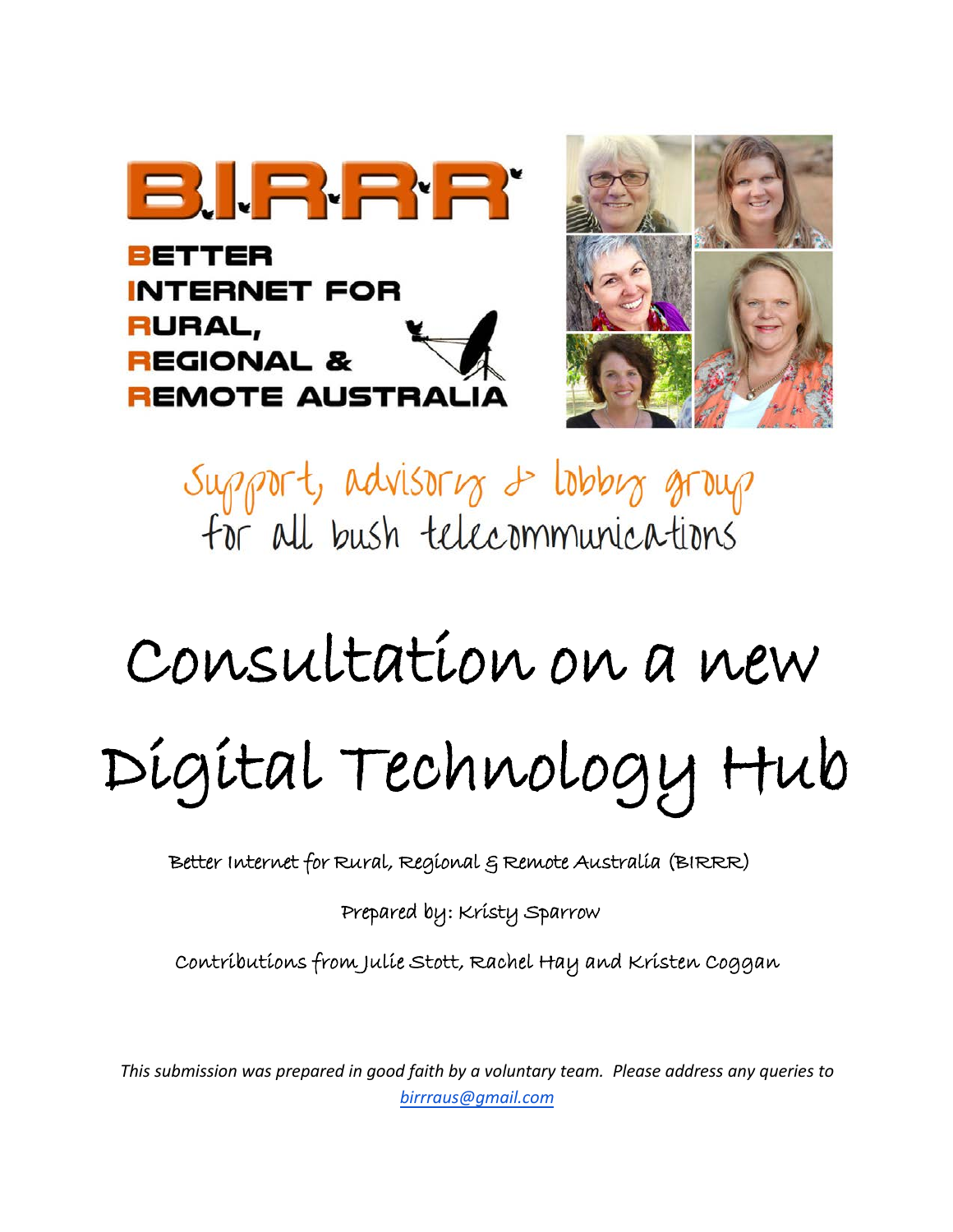# B.I.R.R.R

**BETTER INTERNET FOR RURAL, REGIONAL & REMOTE AUSTRALIA**

Support, advisory & lobby group for all bush telecommunications

# Consultation on a new Digital Technology Hub

Better Internet for Rural, Regional & Remote Australia (BIRRR)

Prepared by: Kristy Sparrow

Contributions from Julie Stott, Rachel Hay and Kristen Coggan

*This submission was prepared in good faith by a voluntary team. Please address any queries to [birrraus@gmail.com](mailto:birrraus@gmail.com)*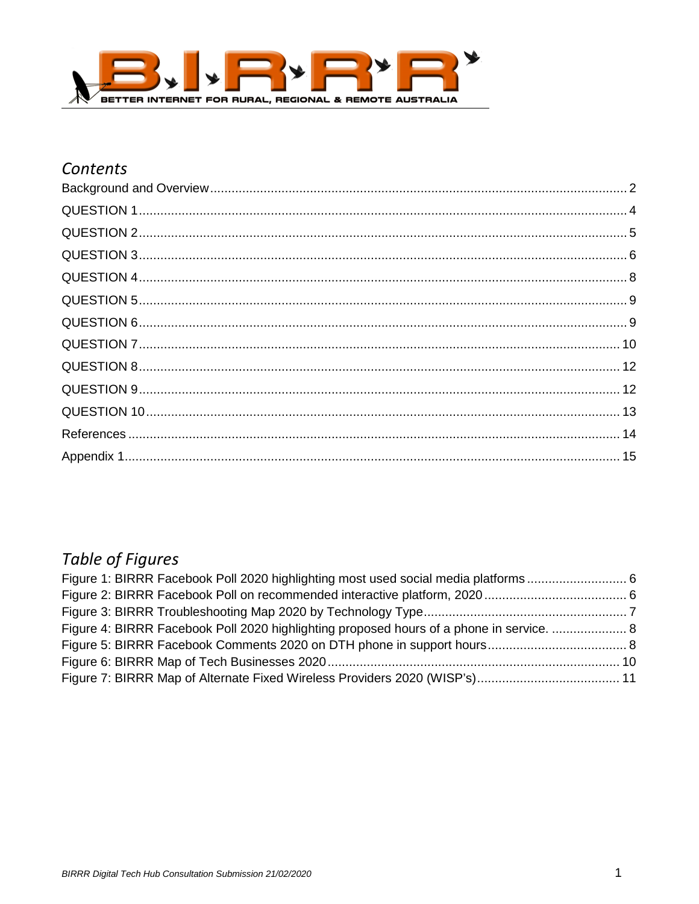## Contents

Background and Overview ........................................................ 2
QUESTION 1 ........................................................ 4
QUESTION 2 ........................................................ 5
QUESTION 3 ........................................................ 6
QUESTION 4 ........................................................ 8
QUESTION 5 ........................................................ 9
QUESTION 6 ........................................................ 9
QUESTION 7 ........................................................ 10
QUESTION 8 ........................................................ 12
QUESTION 9 ........................................................ 12
QUESTION 10 ........................................................ 13
References ........................................................ 14
Appendix 1 ........................................................ 15

## Table of Figures

Figure 1: BIRRR Facebook Poll 2020 highlighting most used social media platforms ........................ 6
Figure 2: BIRRR Facebook Poll on recommended interactive platform, 2020 ........................ 6
Figure 3: BIRRR Troubleshooting Map 2020 by Technology Type ........................ 7
Figure 4: BIRRR Facebook Poll 2020 highlighting proposed hours of a phone in service. ........................ 8
Figure 5: BIRRR Facebook Comments 2020 on DTH phone in support hours ........................ 8
Figure 6: BIRRR Map of Tech Businesses 2020 ........................ 10
Figure 7: BIRRR Map of Alternate Fixed Wireless Providers 2020 (WISP's) ........................ 11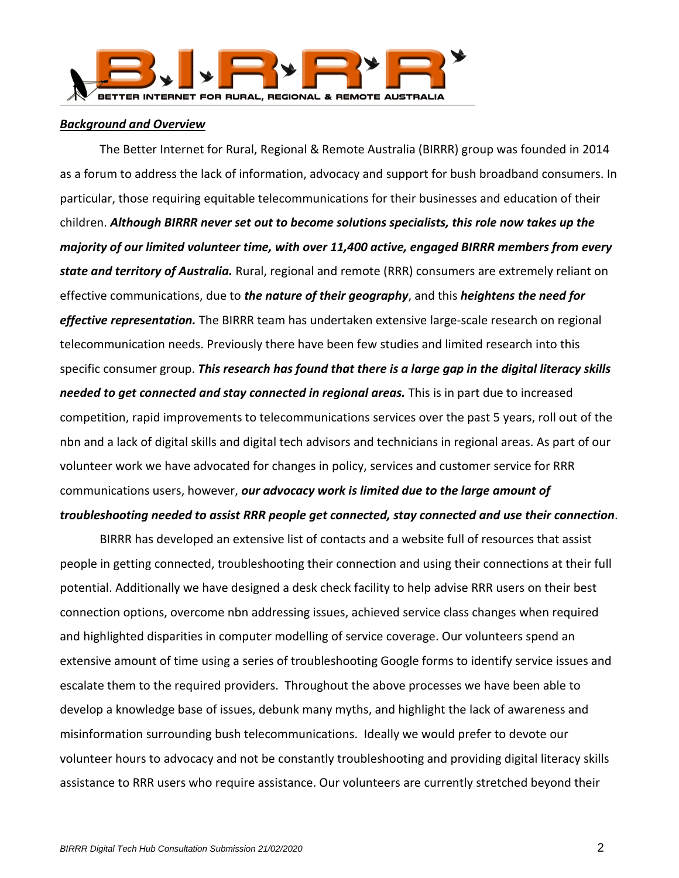***Background and Overview***

The Better Internet for Rural, Regional & Remote Australia (BIRRR) group was founded in 2014 as a forum to address the lack of information, advocacy and support for bush broadband consumers. In particular, those requiring equitable telecommunications for their businesses and education of their children. ***Although BIRRR never set out to become solutions specialists, this role now takes up the majority of our limited volunteer time, with over 11,400 active, engaged BIRRR members from every state and territory of Australia.*** Rural, regional and remote (RRR) consumers are extremely reliant on effective communications, due to ***the nature of their geography***, and this ***heightens the need for effective representation.*** The BIRRR team has undertaken extensive large-scale research on regional telecommunication needs. Previously there have been few studies and limited research into this specific consumer group. ***This research has found that there is a large gap in the digital literacy skills needed to get connected and stay connected in regional areas.*** This is in part due to increased competition, rapid improvements to telecommunications services over the past 5 years, roll out of the nbn and a lack of digital skills and digital tech advisors and technicians in regional areas. As part of our volunteer work we have advocated for changes in policy, services and customer service for RRR communications users, however, ***our advocacy work is limited due to the large amount of troubleshooting needed to assist RRR people get connected, stay connected and use their connection***.

BIRRR has developed an extensive list of contacts and a website full of resources that assist people in getting connected, troubleshooting their connection and using their connections at their full potential. Additionally we have designed a desk check facility to help advise RRR users on their best connection options, overcome nbn addressing issues, achieved service class changes when required and highlighted disparities in computer modelling of service coverage. Our volunteers spend an extensive amount of time using a series of troubleshooting Google forms to identify service issues and escalate them to the required providers. Throughout the above processes we have been able to develop a knowledge base of issues, debunk many myths, and highlight the lack of awareness and misinformation surrounding bush telecommunications. Ideally we would prefer to devote our volunteer hours to advocacy and not be constantly troubleshooting and providing digital literacy skills assistance to RRR users who require assistance. Our volunteers are currently stretched beyond their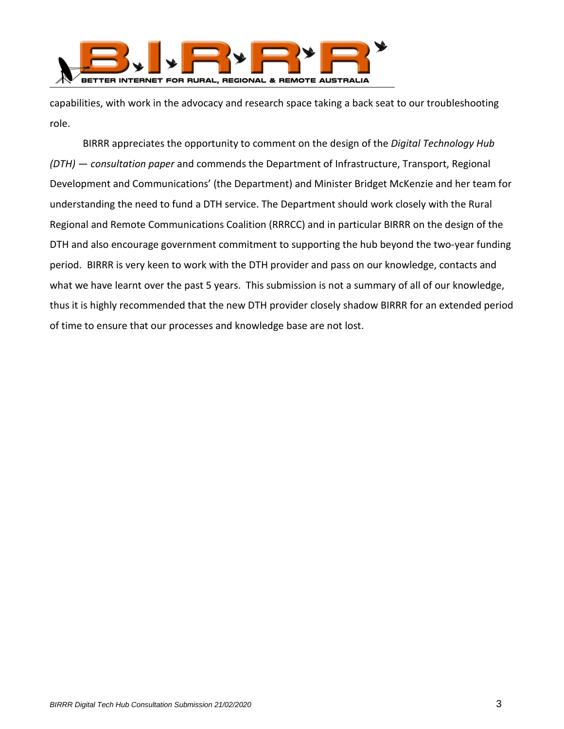capabilities, with work in the advocacy and research space taking a back seat to our troubleshooting role.

BIRRR appreciates the opportunity to comment on the design of the *Digital Technology Hub (DTH) — consultation paper* and commends the Department of Infrastructure, Transport, Regional Development and Communications' (the Department) and Minister Bridget McKenzie and her team for understanding the need to fund a DTH service. The Department should work closely with the Rural Regional and Remote Communications Coalition (RRRCC) and in particular BIRRR on the design of the DTH and also encourage government commitment to supporting the hub beyond the two-year funding period. BIRRR is very keen to work with the DTH provider and pass on our knowledge, contacts and what we have learnt over the past 5 years. This submission is not a summary of all of our knowledge, thus it is highly recommended that the new DTH provider closely shadow BIRRR for an extended period of time to ensure that our processes and knowledge base are not lost.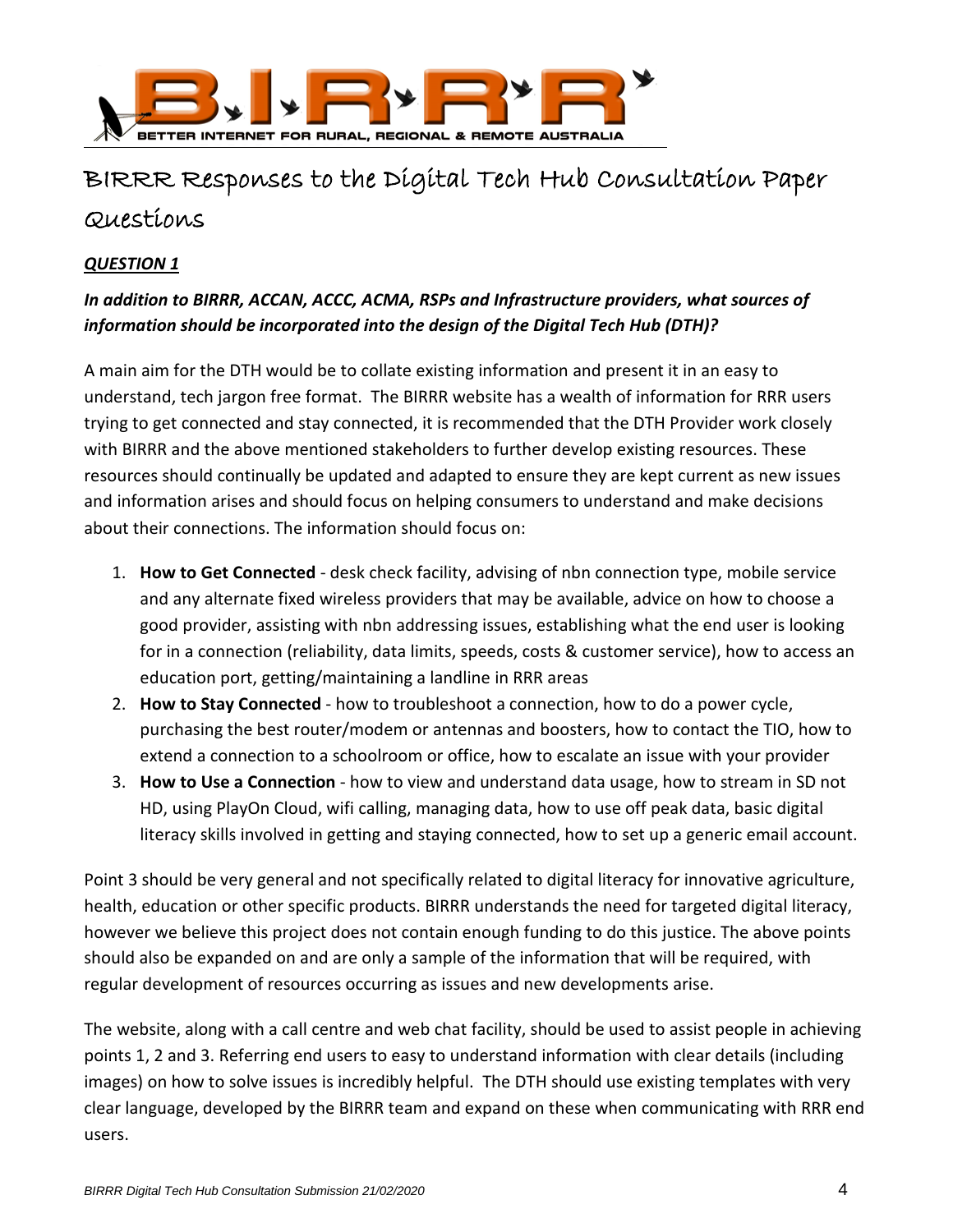# BIRRR Responses to the Digital Tech Hub Consultation Paper Questions

***QUESTION 1***

***In addition to BIRRR, ACCAN, ACCC, ACMA, RSPs and Infrastructure providers, what sources of information should be incorporated into the design of the Digital Tech Hub (DTH)?***

A main aim for the DTH would be to collate existing information and present it in an easy to understand, tech jargon free format. The BIRRR website has a wealth of information for RRR users trying to get connected and stay connected, it is recommended that the DTH Provider work closely with BIRRR and the above mentioned stakeholders to further develop existing resources. These resources should continually be updated and adapted to ensure they are kept current as new issues and information arises and should focus on helping consumers to understand and make decisions about their connections. The information should focus on:

1. **How to Get Connected** - desk check facility, advising of nbn connection type, mobile service and any alternate fixed wireless providers that may be available, advice on how to choose a good provider, assisting with nbn addressing issues, establishing what the end user is looking for in a connection (reliability, data limits, speeds, costs & customer service), how to access an education port, getting/maintaining a landline in RRR areas
2. **How to Stay Connected** - how to troubleshoot a connection, how to do a power cycle, purchasing the best router/modem or antennas and boosters, how to contact the TIO, how to extend a connection to a schoolroom or office, how to escalate an issue with your provider
3. **How to Use a Connection** - how to view and understand data usage, how to stream in SD not HD, using PlayOn Cloud, wifi calling, managing data, how to use off peak data, basic digital literacy skills involved in getting and staying connected, how to set up a generic email account.

Point 3 should be very general and not specifically related to digital literacy for innovative agriculture, health, education or other specific products. BIRRR understands the need for targeted digital literacy, however we believe this project does not contain enough funding to do this justice. The above points should also be expanded on and are only a sample of the information that will be required, with regular development of resources occurring as issues and new developments arise.

The website, along with a call centre and web chat facility, should be used to assist people in achieving points 1, 2 and 3. Referring end users to easy to understand information with clear details (including images) on how to solve issues is incredibly helpful. The DTH should use existing templates with very clear language, developed by the BIRRR team and expand on these when communicating with RRR end users.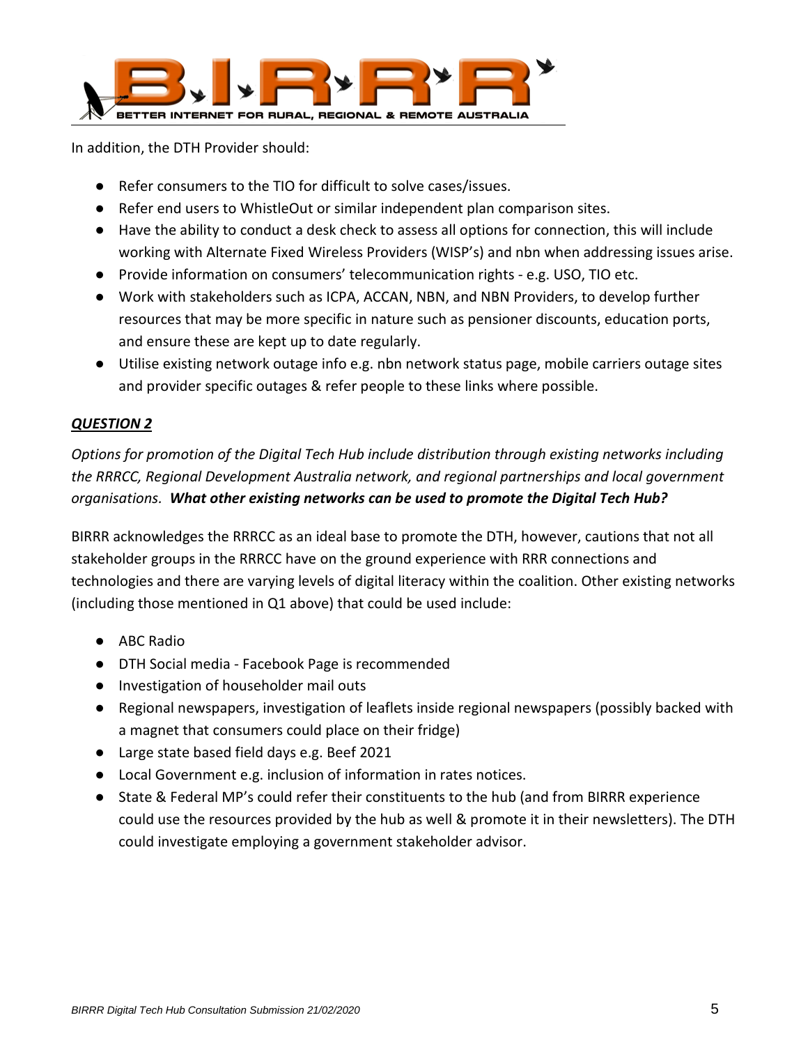In addition, the DTH Provider should:

- Refer consumers to the TIO for difficult to solve cases/issues.
- Refer end users to WhistleOut or similar independent plan comparison sites.
- Have the ability to conduct a desk check to assess all options for connection, this will include working with Alternate Fixed Wireless Providers (WISP's) and nbn when addressing issues arise.
- Provide information on consumers' telecommunication rights - e.g. USO, TIO etc.
- Work with stakeholders such as ICPA, ACCAN, NBN, and NBN Providers, to develop further resources that may be more specific in nature such as pensioner discounts, education ports, and ensure these are kept up to date regularly.
- Utilise existing network outage info e.g. nbn network status page, mobile carriers outage sites and provider specific outages & refer people to these links where possible.

***QUESTION 2***

*Options for promotion of the Digital Tech Hub include distribution through existing networks including the RRRCC, Regional Development Australia network, and regional partnerships and local government organisations.* ***What other existing networks can be used to promote the Digital Tech Hub?***

BIRRR acknowledges the RRRCC as an ideal base to promote the DTH, however, cautions that not all stakeholder groups in the RRRCC have on the ground experience with RRR connections and technologies and there are varying levels of digital literacy within the coalition. Other existing networks (including those mentioned in Q1 above) that could be used include:

- ABC Radio
- DTH Social media - Facebook Page is recommended
- Investigation of householder mail outs
- Regional newspapers, investigation of leaflets inside regional newspapers (possibly backed with a magnet that consumers could place on their fridge)
- Large state based field days e.g. Beef 2021
- Local Government e.g. inclusion of information in rates notices.
- State & Federal MP's could refer their constituents to the hub (and from BIRRR experience could use the resources provided by the hub as well & promote it in their newsletters). The DTH could investigate employing a government stakeholder advisor.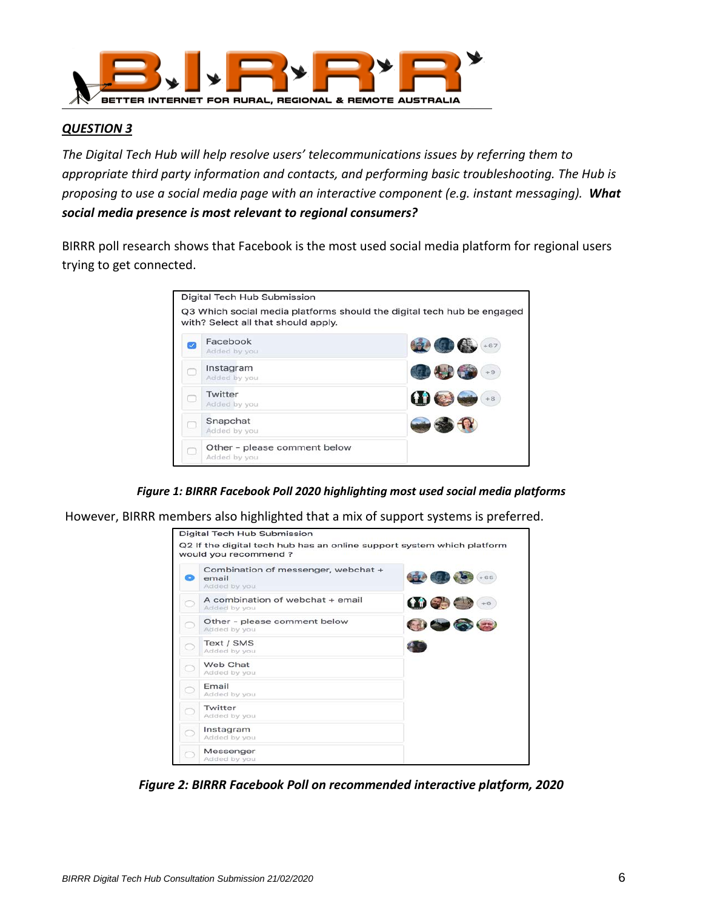## *QUESTION 3*

*The Digital Tech Hub will help resolve users' telecommunications issues by referring them to appropriate third party information and contacts, and performing basic troubleshooting. The Hub is proposing to use a social media page with an interactive component (e.g. instant messaging).* ***What social media presence is most relevant to regional consumers?***

BIRRR poll research shows that Facebook is the most used social media platform for regional users trying to get connected.

Digital Tech Hub Submission

Q3 Which social media platforms should the digital tech hub be engaged with? Select all that should apply.

- Facebook — Added by you — +67
- Instagram — Added by you — +9
- Twitter — Added by you — +8
- Snapchat — Added by you
- Other - please comment below — Added by you

***Figure 1: BIRRR Facebook Poll 2020 highlighting most used social media platforms***

However, BIRRR members also highlighted that a mix of support systems is preferred.

Digital Tech Hub Submission

Q2 If the digital tech hub has an online support system which platform would you recommend ?

- Combination of messenger, webchat + email — Added by you — +65
- A combination of webchat + email — Added by you — +6
- Other - please comment below — Added by you
- Text / SMS — Added by you
- Web Chat — Added by you
- Email — Added by you
- Twitter — Added by you
- Instagram — Added by you
- Messenger — Added by you

***Figure 2: BIRRR Facebook Poll on recommended interactive platform, 2020***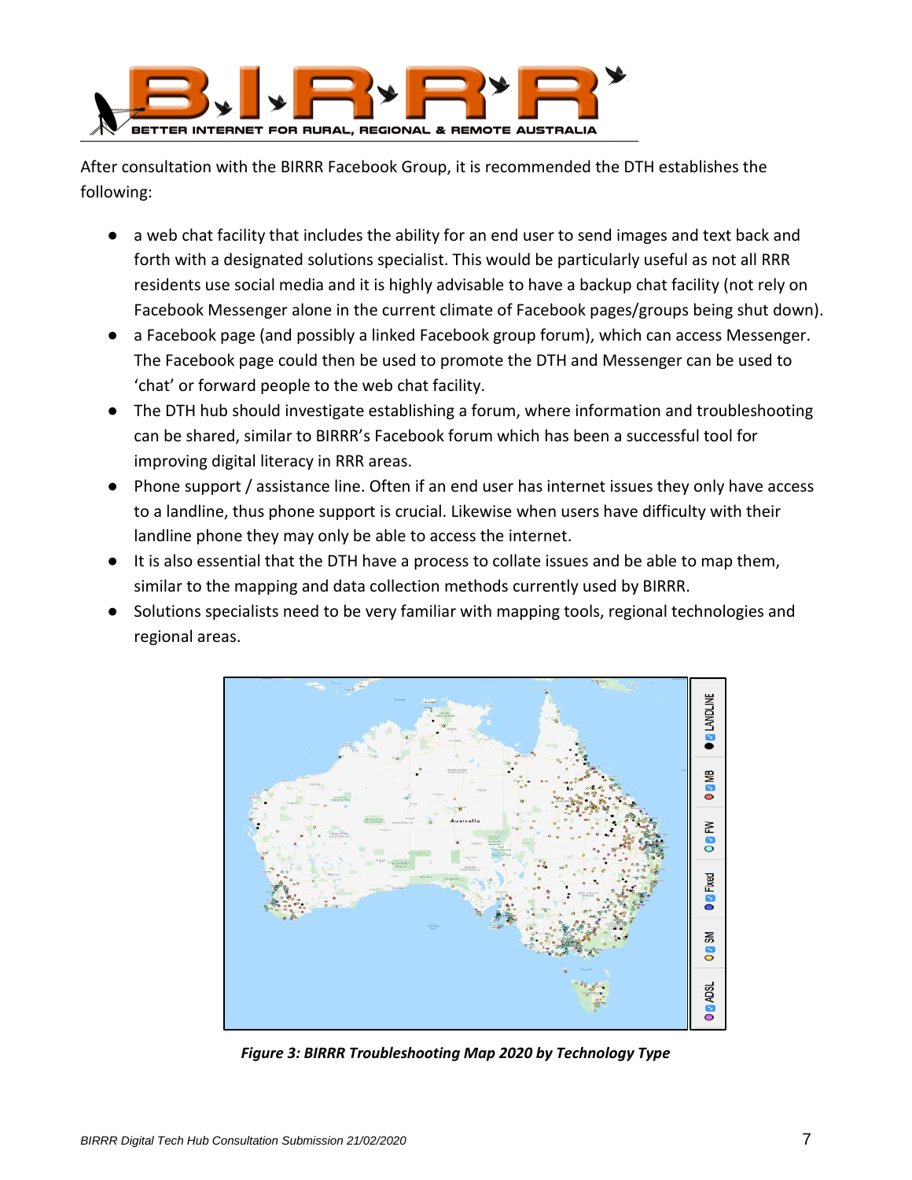After consultation with the BIRRR Facebook Group, it is recommended the DTH establishes the following:

- a web chat facility that includes the ability for an end user to send images and text back and forth with a designated solutions specialist. This would be particularly useful as not all RRR residents use social media and it is highly advisable to have a backup chat facility (not rely on Facebook Messenger alone in the current climate of Facebook pages/groups being shut down).
- a Facebook page (and possibly a linked Facebook group forum), which can access Messenger. The Facebook page could then be used to promote the DTH and Messenger can be used to 'chat' or forward people to the web chat facility.
- The DTH hub should investigate establishing a forum, where information and troubleshooting can be shared, similar to BIRRR's Facebook forum which has been a successful tool for improving digital literacy in RRR areas.
- Phone support / assistance line. Often if an end user has internet issues they only have access to a landline, thus phone support is crucial. Likewise when users have difficulty with their landline phone they may only be able to access the internet.
- It is also essential that the DTH have a process to collate issues and be able to map them, similar to the mapping and data collection methods currently used by BIRRR.
- Solutions specialists need to be very familiar with mapping tools, regional technologies and regional areas.

***Figure 3: BIRRR Troubleshooting Map 2020 by Technology Type***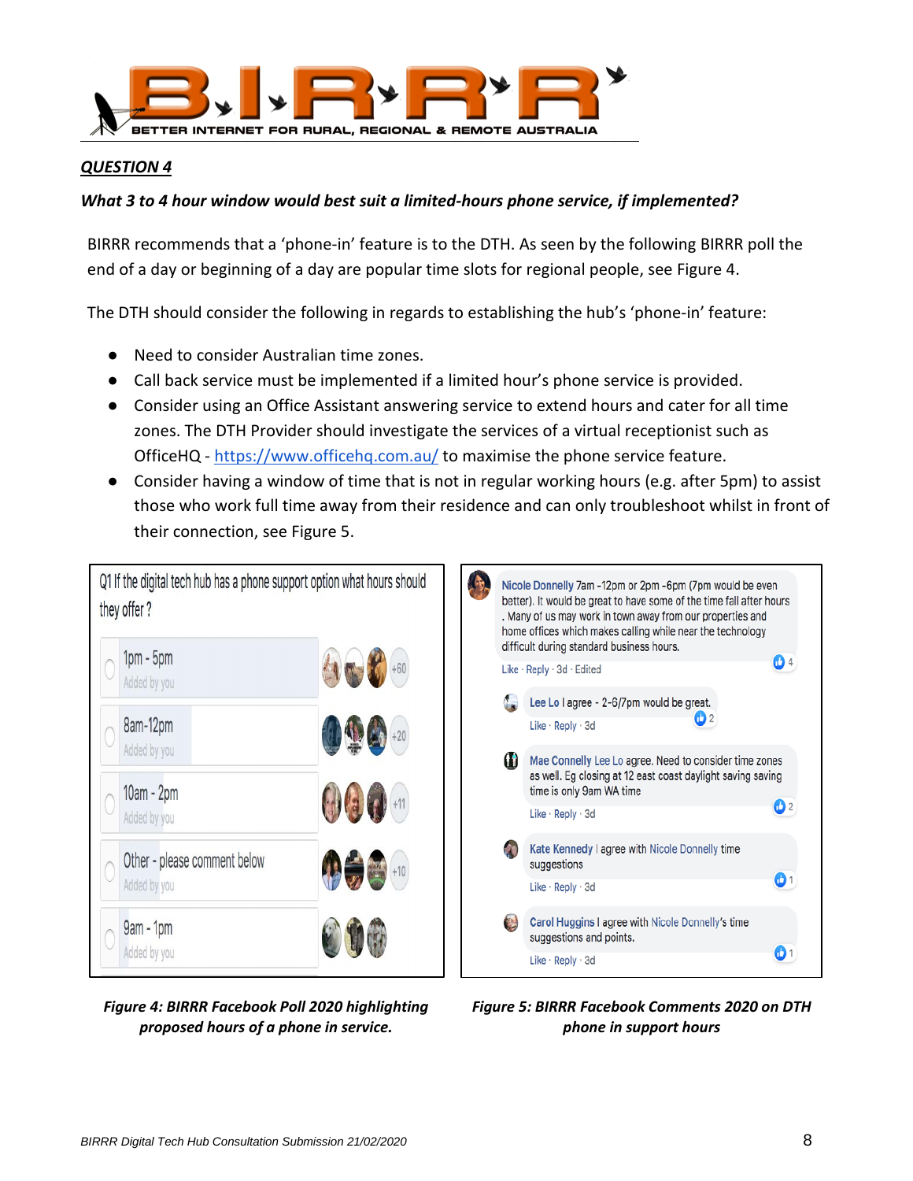## QUESTION 4

***What 3 to 4 hour window would best suit a limited-hours phone service, if implemented?***

BIRRR recommends that a 'phone-in' feature is to the DTH. As seen by the following BIRRR poll the end of a day or beginning of a day are popular time slots for regional people, see Figure 4.

The DTH should consider the following in regards to establishing the hub's 'phone-in' feature:

- Need to consider Australian time zones.
- Call back service must be implemented if a limited hour's phone service is provided.
- Consider using an Office Assistant answering service to extend hours and cater for all time zones. The DTH Provider should investigate the services of a virtual receptionist such as OfficeHQ - https://www.officehq.com.au/ to maximise the phone service feature.
- Consider having a window of time that is not in regular working hours (e.g. after 5pm) to assist those who work full time away from their residence and can only troubleshoot whilst in front of their connection, see Figure 5.

Q1 If the digital tech hub has a phone support option what hours should they offer ?

- 1pm - 5pm (Added by you) +60
- 8am-12pm (Added by you) +20
- 10am - 2pm (Added by you) +11
- Other - please comment below (Added by you) +10
- 9am - 1pm (Added by you)

***Figure 4: BIRRR Facebook Poll 2020 highlighting proposed hours of a phone in service.***

**Nicole Donnelly** 7am -12pm or 2pm -6pm (7pm would be even better). It would be great to have some of the time fall after hours . Many of us may work in town away from our properties and home offices which makes calling while near the technology difficult during standard business hours.
Like · Reply · 3d · Edited — 4

**Lee Lo** I agree - 2-6/7pm would be great.
Like · Reply · 3d — 2

**Mae Connelly** Lee Lo agree. Need to consider time zones as well. Eg closing at 12 east coast daylight saving saving time is only 9am WA time
Like · Reply · 3d — 2

**Kate Kennedy** I agree with Nicole Donnelly time suggestions
Like · Reply · 3d — 1

**Carol Huggins** I agree with Nicole Donnelly's time suggestions and points.
Like · Reply · 3d — 1

***Figure 5: BIRRR Facebook Comments 2020 on DTH phone in support hours***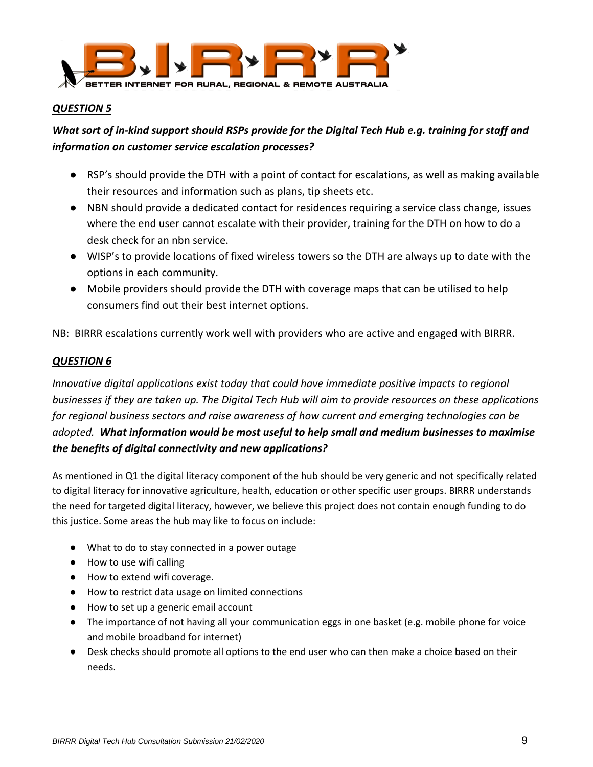***QUESTION 5***

***What sort of in-kind support should RSPs provide for the Digital Tech Hub e.g. training for staff and information on customer service escalation processes?***

- RSP's should provide the DTH with a point of contact for escalations, as well as making available their resources and information such as plans, tip sheets etc.
- NBN should provide a dedicated contact for residences requiring a service class change, issues where the end user cannot escalate with their provider, training for the DTH on how to do a desk check for an nbn service.
- WISP's to provide locations of fixed wireless towers so the DTH are always up to date with the options in each community.
- Mobile providers should provide the DTH with coverage maps that can be utilised to help consumers find out their best internet options.

NB: BIRRR escalations currently work well with providers who are active and engaged with BIRRR.

***QUESTION 6***

*Innovative digital applications exist today that could have immediate positive impacts to regional businesses if they are taken up. The Digital Tech Hub will aim to provide resources on these applications for regional business sectors and raise awareness of how current and emerging technologies can be adopted.* ***What information would be most useful to help small and medium businesses to maximise the benefits of digital connectivity and new applications?***

As mentioned in Q1 the digital literacy component of the hub should be very generic and not specifically related to digital literacy for innovative agriculture, health, education or other specific user groups. BIRRR understands the need for targeted digital literacy, however, we believe this project does not contain enough funding to do this justice. Some areas the hub may like to focus on include:

- What to do to stay connected in a power outage
- How to use wifi calling
- How to extend wifi coverage.
- How to restrict data usage on limited connections
- How to set up a generic email account
- The importance of not having all your communication eggs in one basket (e.g. mobile phone for voice and mobile broadband for internet)
- Desk checks should promote all options to the end user who can then make a choice based on their needs.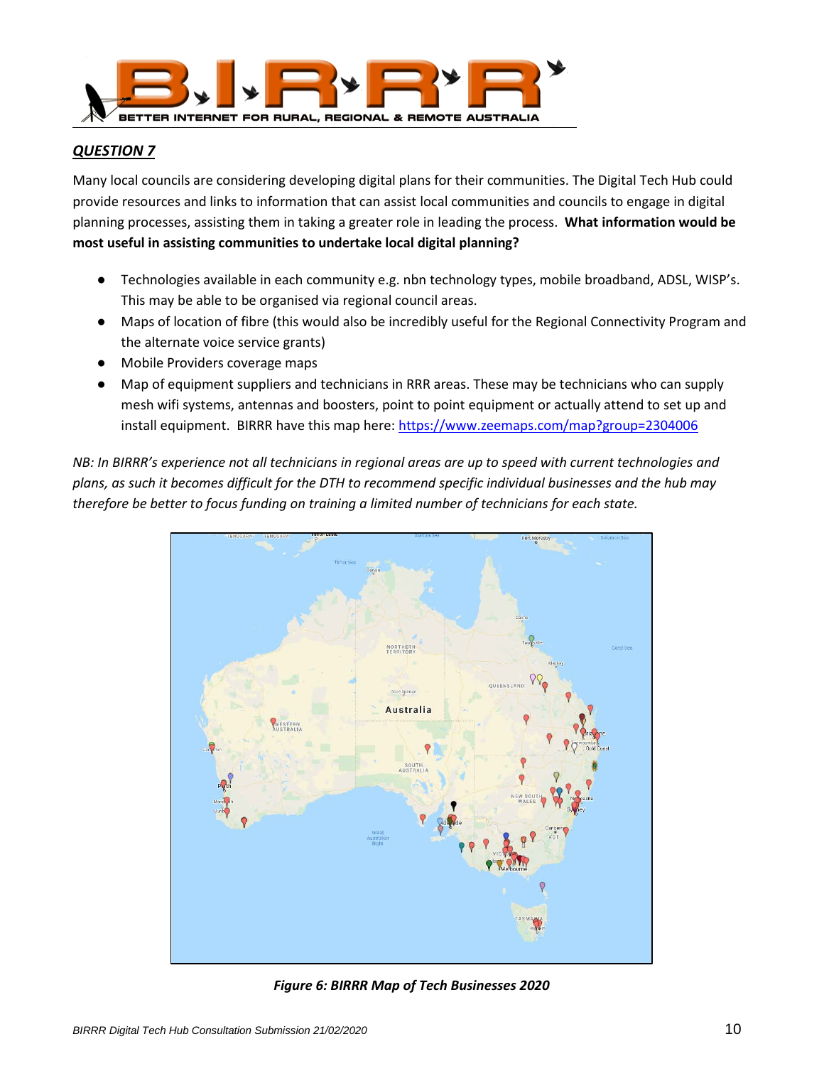## *QUESTION 7*

Many local councils are considering developing digital plans for their communities. The Digital Tech Hub could provide resources and links to information that can assist local communities and councils to engage in digital planning processes, assisting them in taking a greater role in leading the process. **What information would be most useful in assisting communities to undertake local digital planning?**

- Technologies available in each community e.g. nbn technology types, mobile broadband, ADSL, WISP's. This may be able to be organised via regional council areas.
- Maps of location of fibre (this would also be incredibly useful for the Regional Connectivity Program and the alternate voice service grants)
- Mobile Providers coverage maps
- Map of equipment suppliers and technicians in RRR areas. These may be technicians who can supply mesh wifi systems, antennas and boosters, point to point equipment or actually attend to set up and install equipment. BIRRR have this map here: https://www.zeemaps.com/map?group=2304006

*NB: In BIRRR's experience not all technicians in regional areas are up to speed with current technologies and plans, as such it becomes difficult for the DTH to recommend specific individual businesses and the hub may therefore be better to focus funding on training a limited number of technicians for each state.*

***Figure 6: BIRRR Map of Tech Businesses 2020***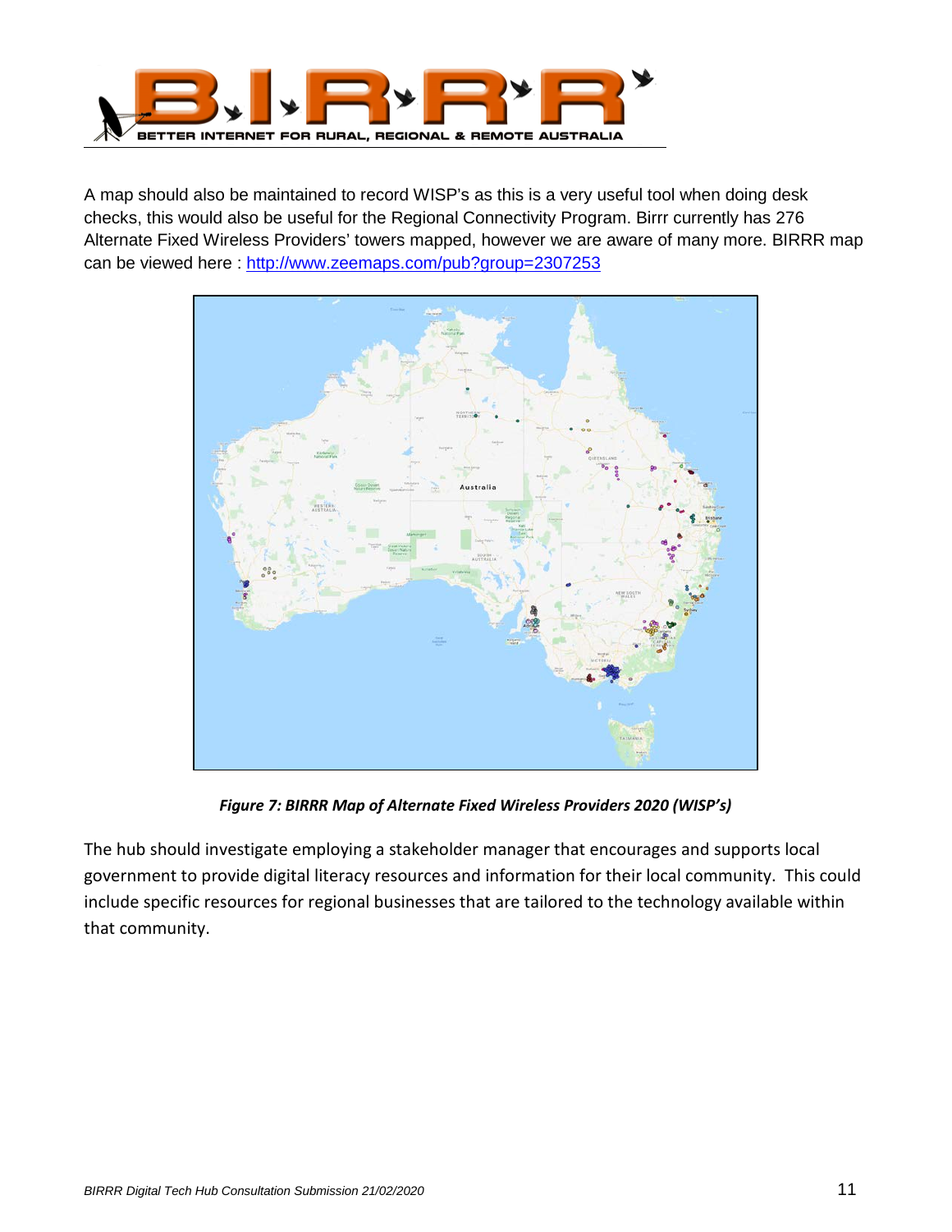A map should also be maintained to record WISP's as this is a very useful tool when doing desk checks, this would also be useful for the Regional Connectivity Program. Birrr currently has 276 Alternate Fixed Wireless Providers' towers mapped, however we are aware of many more. BIRRR map can be viewed here : http://www.zeemaps.com/pub?group=2307253

***Figure 7: BIRRR Map of Alternate Fixed Wireless Providers 2020 (WISP's)***

The hub should investigate employing a stakeholder manager that encourages and supports local government to provide digital literacy resources and information for their local community. This could include specific resources for regional businesses that are tailored to the technology available within that community.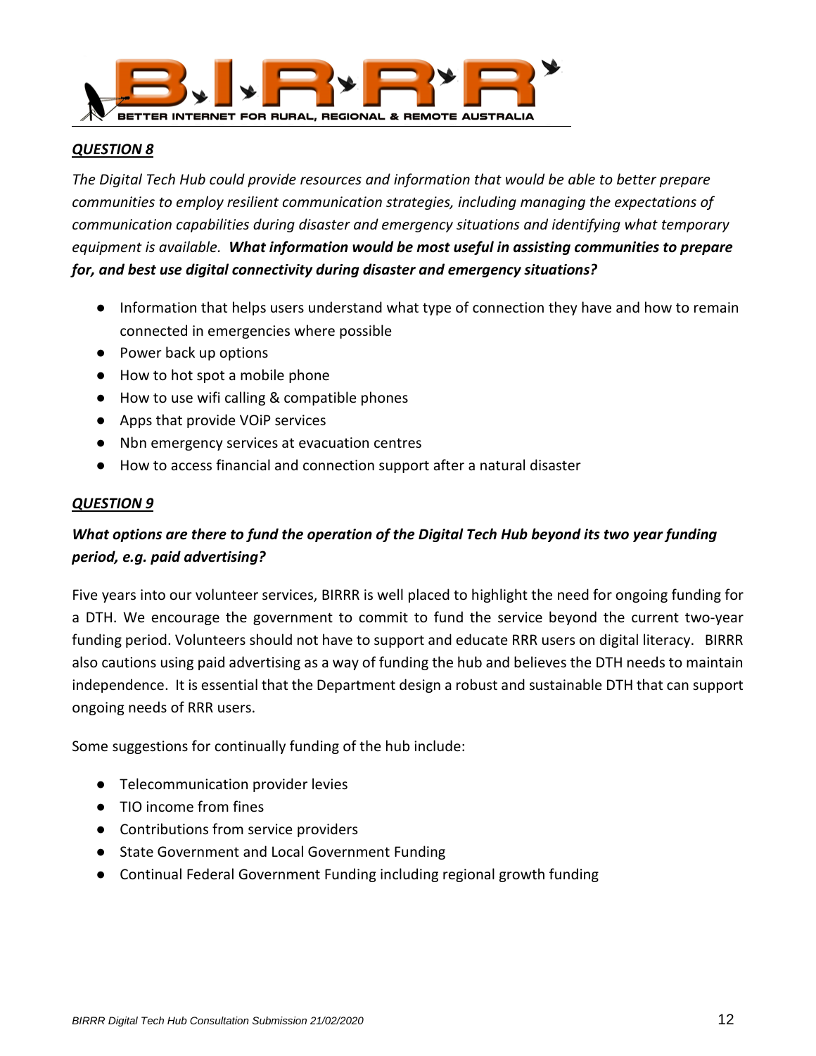### ***QUESTION 8***

*The Digital Tech Hub could provide resources and information that would be able to better prepare communities to employ resilient communication strategies, including managing the expectations of communication capabilities during disaster and emergency situations and identifying what temporary equipment is available.* ***What information would be most useful in assisting communities to prepare for, and best use digital connectivity during disaster and emergency situations?***

- Information that helps users understand what type of connection they have and how to remain connected in emergencies where possible
- Power back up options
- How to hot spot a mobile phone
- How to use wifi calling & compatible phones
- Apps that provide VOiP services
- Nbn emergency services at evacuation centres
- How to access financial and connection support after a natural disaster

### ***QUESTION 9***

***What options are there to fund the operation of the Digital Tech Hub beyond its two year funding period, e.g. paid advertising?***

Five years into our volunteer services, BIRRR is well placed to highlight the need for ongoing funding for a DTH. We encourage the government to commit to fund the service beyond the current two-year funding period. Volunteers should not have to support and educate RRR users on digital literacy. BIRRR also cautions using paid advertising as a way of funding the hub and believes the DTH needs to maintain independence. It is essential that the Department design a robust and sustainable DTH that can support ongoing needs of RRR users.

Some suggestions for continually funding of the hub include:

- Telecommunication provider levies
- TIO income from fines
- Contributions from service providers
- State Government and Local Government Funding
- Continual Federal Government Funding including regional growth funding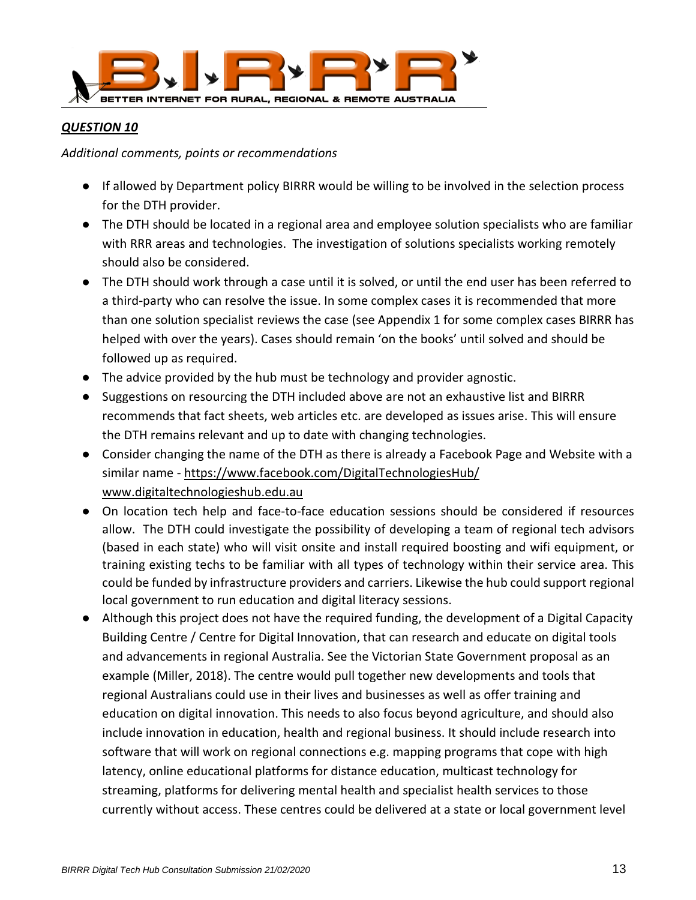***QUESTION 10***

*Additional comments, points or recommendations*

- If allowed by Department policy BIRRR would be willing to be involved in the selection process for the DTH provider.
- The DTH should be located in a regional area and employee solution specialists who are familiar with RRR areas and technologies. The investigation of solutions specialists working remotely should also be considered.
- The DTH should work through a case until it is solved, or until the end user has been referred to a third-party who can resolve the issue. In some complex cases it is recommended that more than one solution specialist reviews the case (see Appendix 1 for some complex cases BIRRR has helped with over the years). Cases should remain 'on the books' until solved and should be followed up as required.
- The advice provided by the hub must be technology and provider agnostic.
- Suggestions on resourcing the DTH included above are not an exhaustive list and BIRRR recommends that fact sheets, web articles etc. are developed as issues arise. This will ensure the DTH remains relevant and up to date with changing technologies.
- Consider changing the name of the DTH as there is already a Facebook Page and Website with a similar name - https://www.facebook.com/DigitalTechnologiesHub/ www.digitaltechnologieshub.edu.au
- On location tech help and face-to-face education sessions should be considered if resources allow. The DTH could investigate the possibility of developing a team of regional tech advisors (based in each state) who will visit onsite and install required boosting and wifi equipment, or training existing techs to be familiar with all types of technology within their service area. This could be funded by infrastructure providers and carriers. Likewise the hub could support regional local government to run education and digital literacy sessions.
- Although this project does not have the required funding, the development of a Digital Capacity Building Centre / Centre for Digital Innovation, that can research and educate on digital tools and advancements in regional Australia. See the Victorian State Government proposal as an example (Miller, 2018). The centre would pull together new developments and tools that regional Australians could use in their lives and businesses as well as offer training and education on digital innovation. This needs to also focus beyond agriculture, and should also include innovation in education, health and regional business. It should include research into software that will work on regional connections e.g. mapping programs that cope with high latency, online educational platforms for distance education, multicast technology for streaming, platforms for delivering mental health and specialist health services to those currently without access. These centres could be delivered at a state or local government level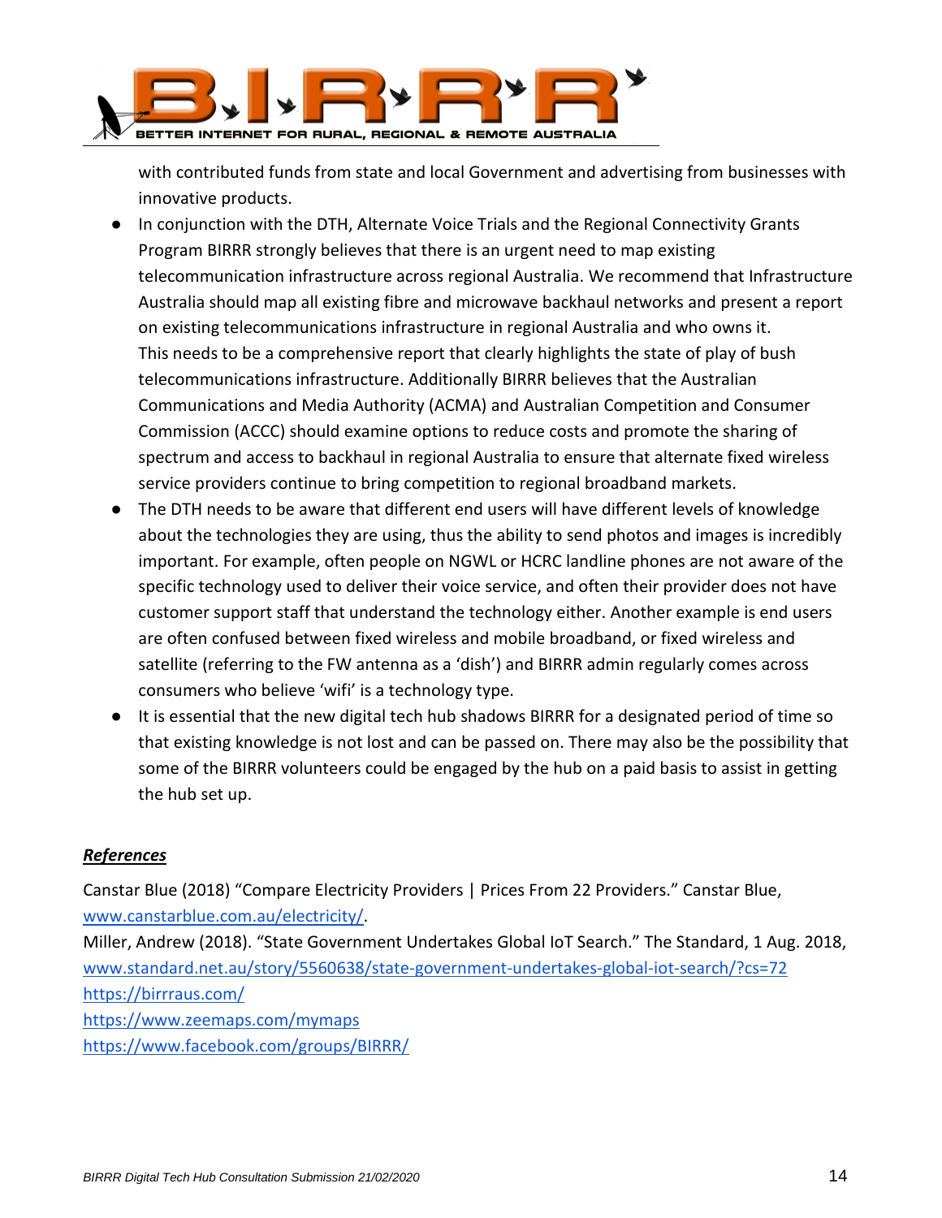with contributed funds from state and local Government and advertising from businesses with innovative products.

- In conjunction with the DTH, Alternate Voice Trials and the Regional Connectivity Grants Program BIRRR strongly believes that there is an urgent need to map existing telecommunication infrastructure across regional Australia. We recommend that Infrastructure Australia should map all existing fibre and microwave backhaul networks and present a report on existing telecommunications infrastructure in regional Australia and who owns it. This needs to be a comprehensive report that clearly highlights the state of play of bush telecommunications infrastructure. Additionally BIRRR believes that the Australian Communications and Media Authority (ACMA) and Australian Competition and Consumer Commission (ACCC) should examine options to reduce costs and promote the sharing of spectrum and access to backhaul in regional Australia to ensure that alternate fixed wireless service providers continue to bring competition to regional broadband markets.
- The DTH needs to be aware that different end users will have different levels of knowledge about the technologies they are using, thus the ability to send photos and images is incredibly important. For example, often people on NGWL or HCRC landline phones are not aware of the specific technology used to deliver their voice service, and often their provider does not have customer support staff that understand the technology either. Another example is end users are often confused between fixed wireless and mobile broadband, or fixed wireless and satellite (referring to the FW antenna as a 'dish') and BIRRR admin regularly comes across consumers who believe 'wifi' is a technology type.
- It is essential that the new digital tech hub shadows BIRRR for a designated period of time so that existing knowledge is not lost and can be passed on. There may also be the possibility that some of the BIRRR volunteers could be engaged by the hub on a paid basis to assist in getting the hub set up.

***References***

Canstar Blue (2018) "Compare Electricity Providers | Prices From 22 Providers." Canstar Blue, www.canstarblue.com.au/electricity/.

Miller, Andrew (2018). "State Government Undertakes Global IoT Search." The Standard, 1 Aug. 2018, www.standard.net.au/story/5560638/state-government-undertakes-global-iot-search/?cs=72

https://birrraus.com/

https://www.zeemaps.com/mymaps

https://www.facebook.com/groups/BIRRR/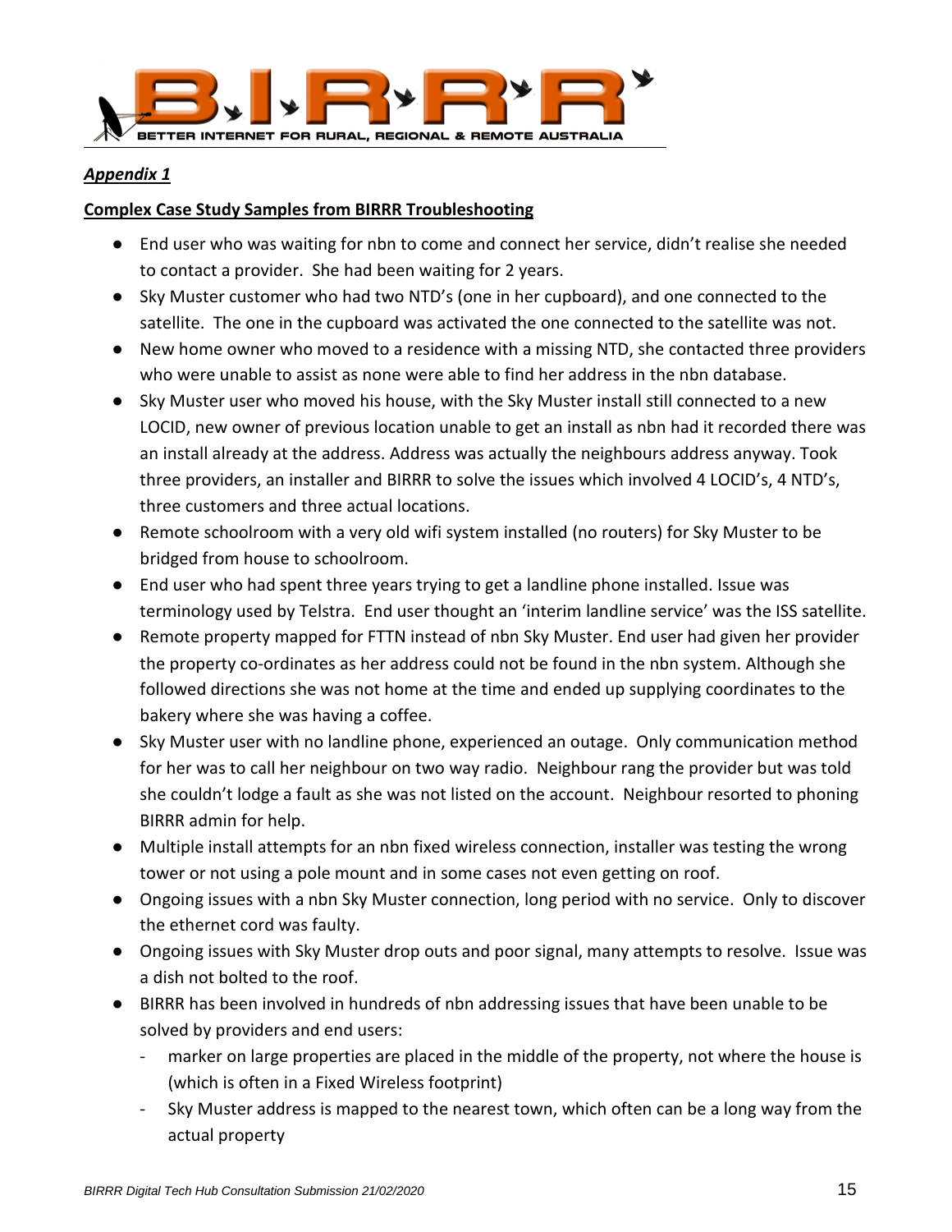*Appendix 1*

**Complex Case Study Samples from BIRRR Troubleshooting**

- End user who was waiting for nbn to come and connect her service, didn't realise she needed to contact a provider. She had been waiting for 2 years.
- Sky Muster customer who had two NTD's (one in her cupboard), and one connected to the satellite. The one in the cupboard was activated the one connected to the satellite was not.
- New home owner who moved to a residence with a missing NTD, she contacted three providers who were unable to assist as none were able to find her address in the nbn database.
- Sky Muster user who moved his house, with the Sky Muster install still connected to a new LOCID, new owner of previous location unable to get an install as nbn had it recorded there was an install already at the address. Address was actually the neighbours address anyway. Took three providers, an installer and BIRRR to solve the issues which involved 4 LOCID's, 4 NTD's, three customers and three actual locations.
- Remote schoolroom with a very old wifi system installed (no routers) for Sky Muster to be bridged from house to schoolroom.
- End user who had spent three years trying to get a landline phone installed. Issue was terminology used by Telstra. End user thought an 'interim landline service' was the ISS satellite.
- Remote property mapped for FTTN instead of nbn Sky Muster. End user had given her provider the property co-ordinates as her address could not be found in the nbn system. Although she followed directions she was not home at the time and ended up supplying coordinates to the bakery where she was having a coffee.
- Sky Muster user with no landline phone, experienced an outage. Only communication method for her was to call her neighbour on two way radio. Neighbour rang the provider but was told she couldn't lodge a fault as she was not listed on the account. Neighbour resorted to phoning BIRRR admin for help.
- Multiple install attempts for an nbn fixed wireless connection, installer was testing the wrong tower or not using a pole mount and in some cases not even getting on roof.
- Ongoing issues with a nbn Sky Muster connection, long period with no service. Only to discover the ethernet cord was faulty.
- Ongoing issues with Sky Muster drop outs and poor signal, many attempts to resolve. Issue was a dish not bolted to the roof.
- BIRRR has been involved in hundreds of nbn addressing issues that have been unable to be solved by providers and end users:
  - marker on large properties are placed in the middle of the property, not where the house is (which is often in a Fixed Wireless footprint)
  - Sky Muster address is mapped to the nearest town, which often can be a long way from the actual property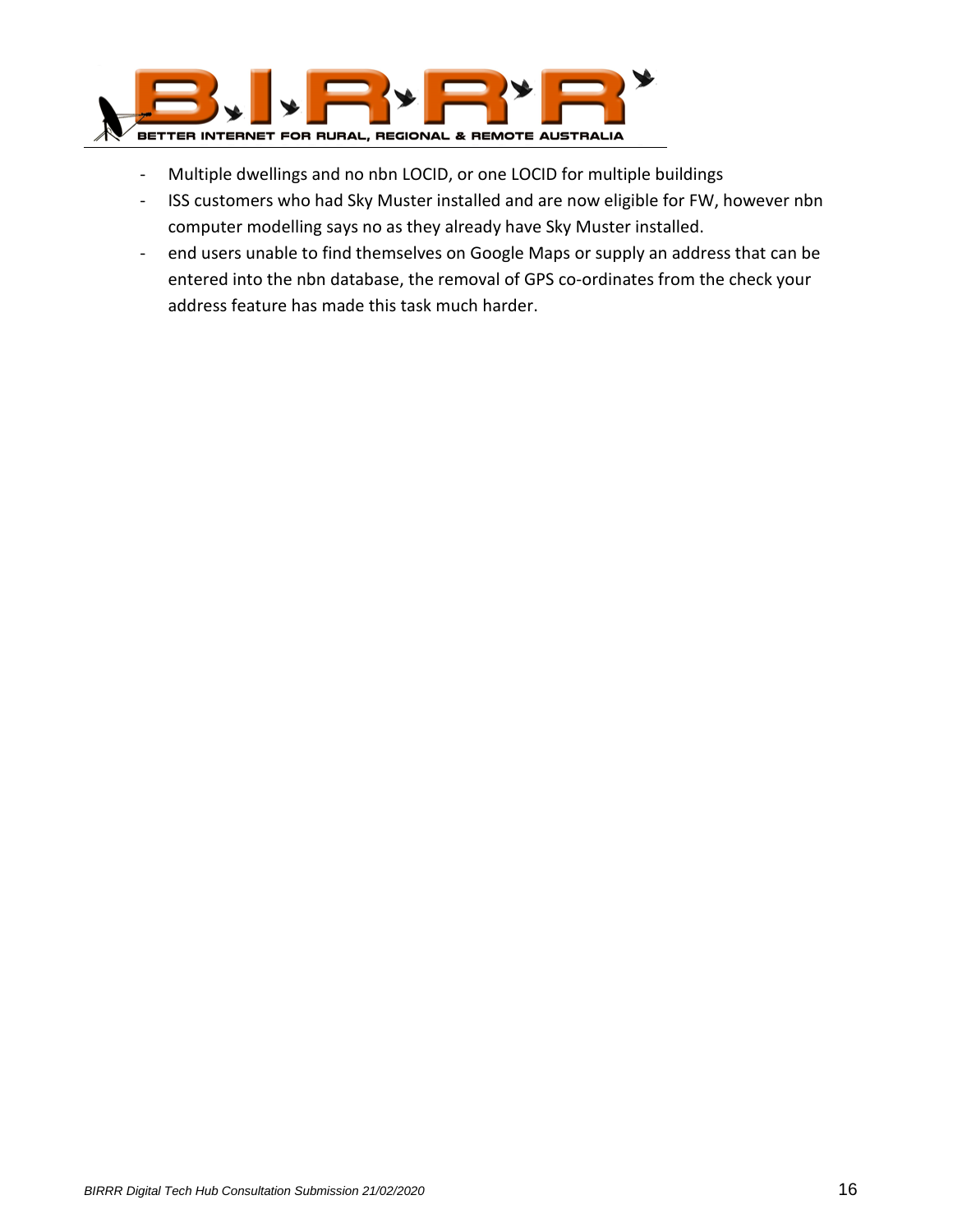- Multiple dwellings and no nbn LOCID, or one LOCID for multiple buildings
- ISS customers who had Sky Muster installed and are now eligible for FW, however nbn computer modelling says no as they already have Sky Muster installed.
- end users unable to find themselves on Google Maps or supply an address that can be entered into the nbn database, the removal of GPS co-ordinates from the check your address feature has made this task much harder.